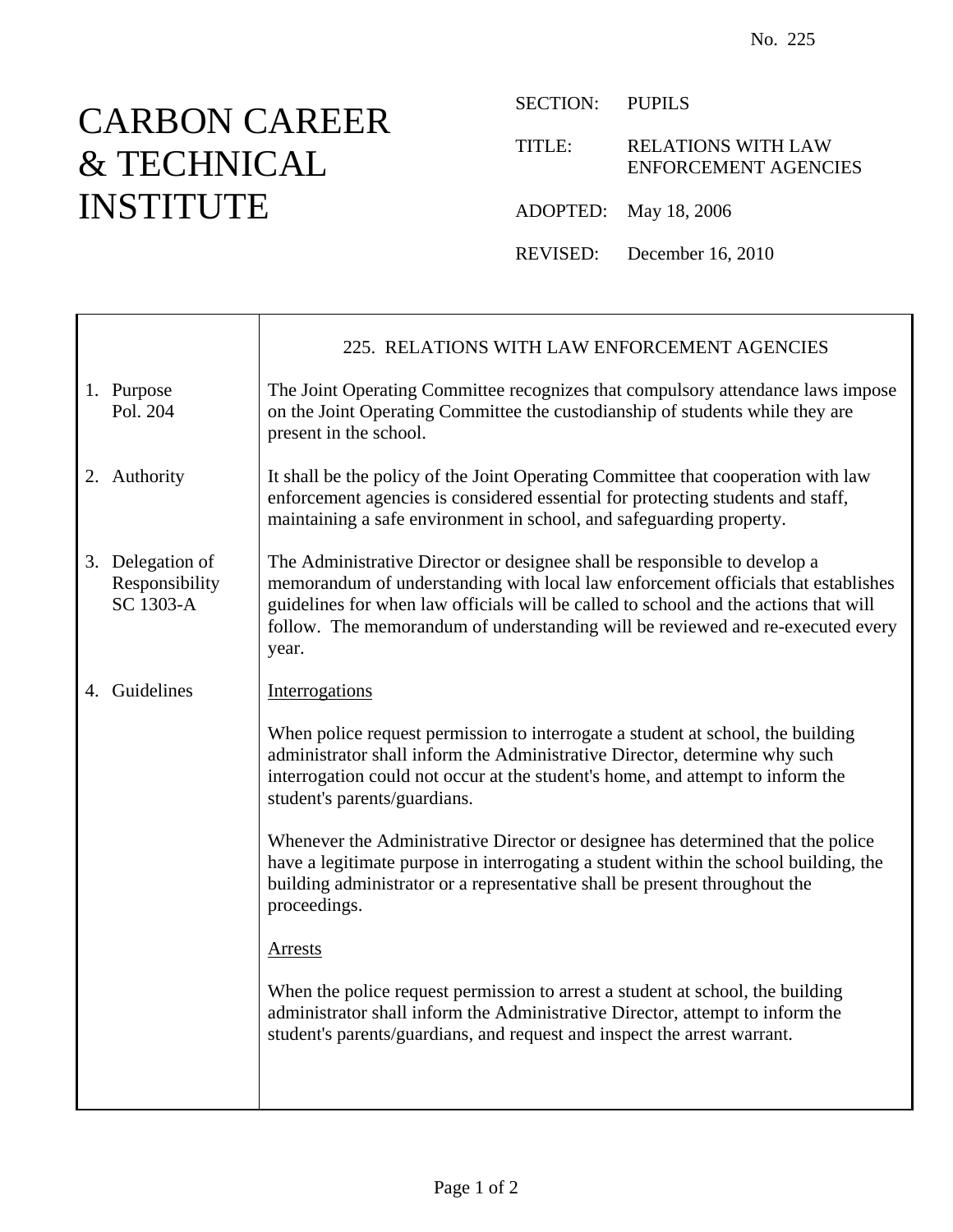No. 225

# CARBON CAREER & TECHNICAL INSTITUTE

SECTION: PUPILS

TITLE: RELATIONS WITH LAW ENFORCEMENT AGENCIES

ADOPTED: May 18, 2006

REVISED: December 16, 2010

## 225. RELATIONS WITH LAW ENFORCEMENT AGENCIES

**1. Purpose**
Pol. 204

The Joint Operating Committee recognizes that compulsory attendance laws impose on the Joint Operating Committee the custodianship of students while they are present in the school.

**2. Authority**

It shall be the policy of the Joint Operating Committee that cooperation with law enforcement agencies is considered essential for protecting students and staff, maintaining a safe environment in school, and safeguarding property.

**3. Delegation of Responsibility**
SC 1303-A

The Administrative Director or designee shall be responsible to develop a memorandum of understanding with local law enforcement officials that establishes guidelines for when law officials will be called to school and the actions that will follow. The memorandum of understanding will be reviewed and re-executed every year.

**4. Guidelines**

Interrogations

When police request permission to interrogate a student at school, the building administrator shall inform the Administrative Director, determine why such interrogation could not occur at the student's home, and attempt to inform the student's parents/guardians.

Whenever the Administrative Director or designee has determined that the police have a legitimate purpose in interrogating a student within the school building, the building administrator or a representative shall be present throughout the proceedings.

Arrests

When the police request permission to arrest a student at school, the building administrator shall inform the Administrative Director, attempt to inform the student's parents/guardians, and request and inspect the arrest warrant.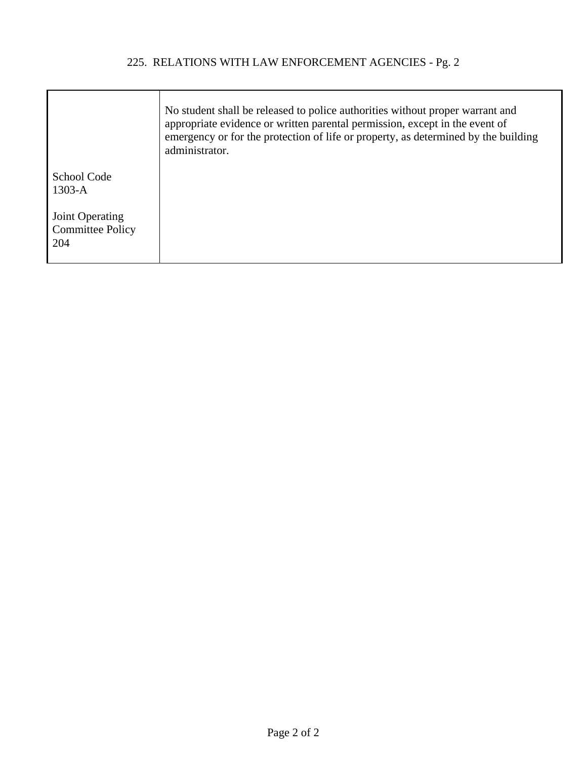| | |
|---|---|
| | No student shall be released to police authorities without proper warrant and appropriate evidence or written parental permission, except in the event of emergency or for the protection of life or property, as determined by the building administrator. |
| School Code 1303-A<br><br>Joint Operating Committee Policy 204 | |